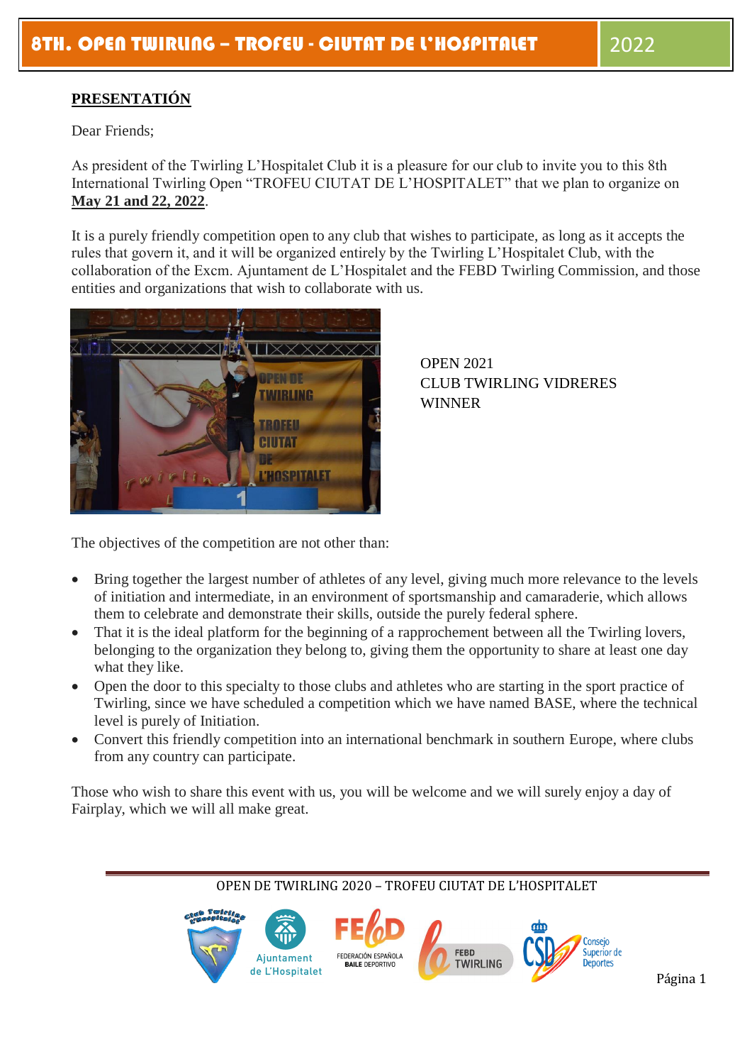# 8TH. OPEN TWIRLING – TROFEU - CIUTAT DE L'HOSPITALET 2022

## PRESENTATIÓN

Dear Friends;

As president of the Twirling L'Hospitalet Club it is a pleasure for our club to invite you to this 8th International Twirling Open "TROFEU CIUTAT DE L'HOSPITALET" that we plan to organize on **May 21 and 22, 2022**.

It is a purely friendly competition open to any club that wishes to participate, as long as it accepts the rules that govern it, and it will be organized entirely by the Twirling L'Hospitalet Club, with the collaboration of the Excm. Ajuntament de L'Hospitalet and the FEBD Twirling Commission, and those entities and organizations that wish to collaborate with us.

OPEN 2021
CLUB TWIRLING VIDRERES
WINNER

The objectives of the competition are not other than:

- Bring together the largest number of athletes of any level, giving much more relevance to the levels of initiation and intermediate, in an environment of sportsmanship and camaraderie, which allows them to celebrate and demonstrate their skills, outside the purely federal sphere.
- That it is the ideal platform for the beginning of a rapprochement between all the Twirling lovers, belonging to the organization they belong to, giving them the opportunity to share at least one day what they like.
- Open the door to this specialty to those clubs and athletes who are starting in the sport practice of Twirling, since we have scheduled a competition which we have named BASE, where the technical level is purely of Initiation.
- Convert this friendly competition into an international benchmark in southern Europe, where clubs from any country can participate.

Those who wish to share this event with us, you will be welcome and we will surely enjoy a day of Fairplay, which we will all make great.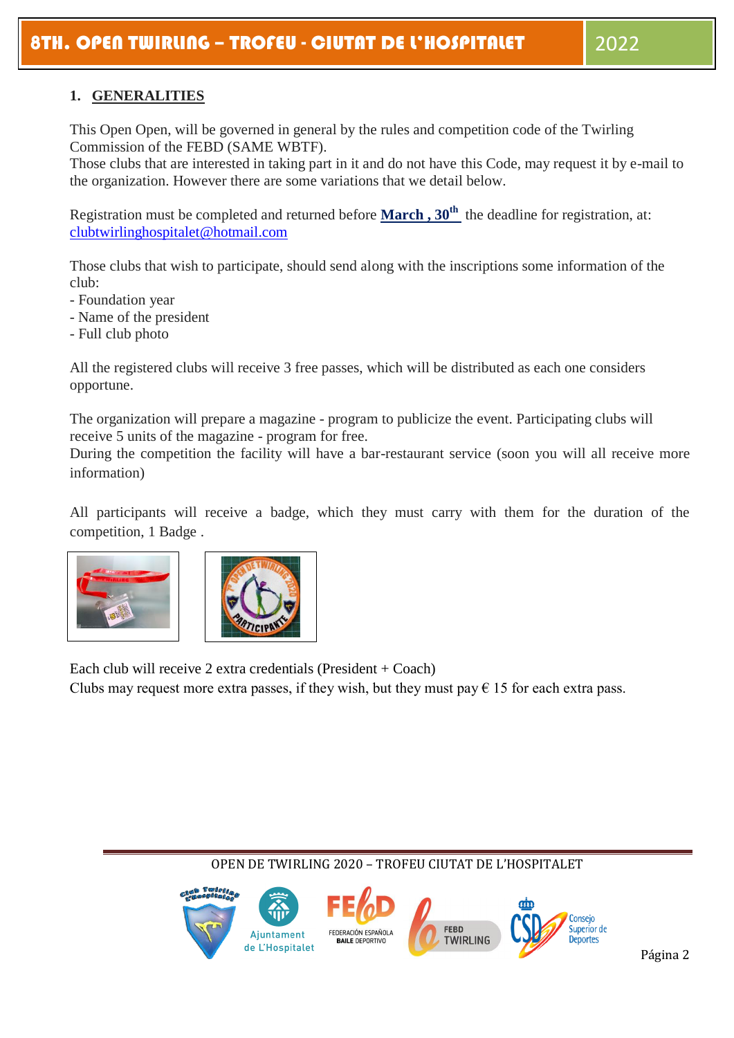## 1. GENERALITIES

This Open Open, will be governed in general by the rules and competition code of the Twirling Commission of the FEBD (SAME WBTF).
Those clubs that are interested in taking part in it and do not have this Code, may request it by e-mail to the organization. However there are some variations that we detail below.

Registration must be completed and returned before **March , 30th** the deadline for registration, at: clubtwirlinghospitalet@hotmail.com

Those clubs that wish to participate, should send along with the inscriptions some information of the club:
- Foundation year
- Name of the president
- Full club photo

All the registered clubs will receive 3 free passes, which will be distributed as each one considers opportune.

The organization will prepare a magazine - program to publicize the event. Participating clubs will receive 5 units of the magazine - program for free.
During the competition the facility will have a bar-restaurant service (soon you will all receive more information)

All participants will receive a badge, which they must carry with them for the duration of the competition, 1 Badge .

Each club will receive 2 extra credentials (President + Coach)
Clubs may request more extra passes, if they wish, but they must pay € 15 for each extra pass.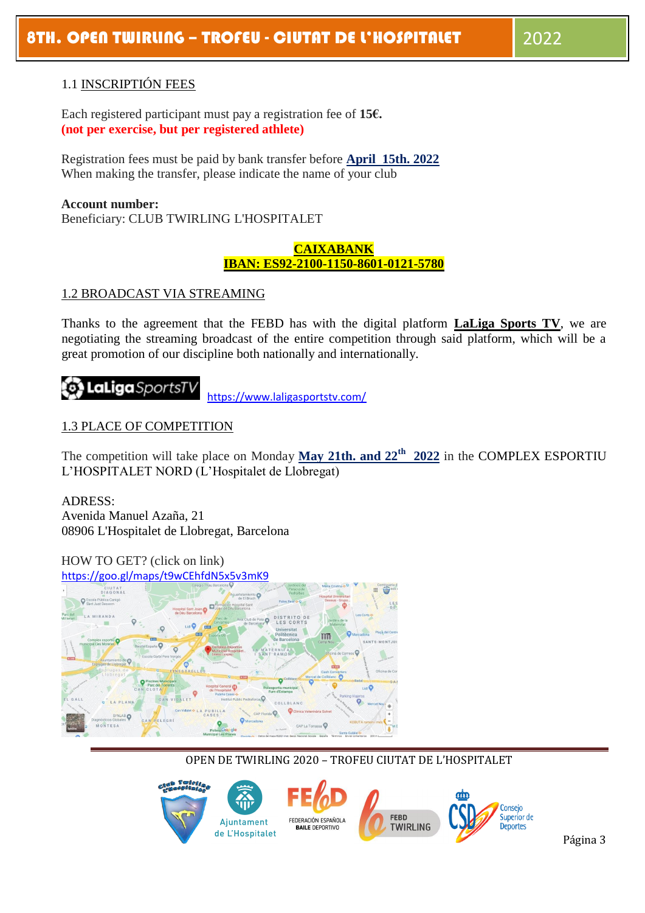## 1.1 INSCRIPTIÓN FEES

Each registered participant must pay a registration fee of **15€.**
**(not per exercise, but per registered athlete)**

Registration fees must be paid by bank transfer before **April 15th. 2022**
When making the transfer, please indicate the name of your club

**Account number:**
Beneficiary: CLUB TWIRLING L'HOSPITALET

**CAIXABANK**
**IBAN: ES92-2100-1150-8601-0121-5780**

## 1.2 BROADCAST VIA STREAMING

Thanks to the agreement that the FEBD has with the digital platform **LaLiga Sports TV**, we are negotiating the streaming broadcast of the entire competition through said platform, which will be a great promotion of our discipline both nationally and internationally.

https://www.laligasportstv.com/

## 1.3 PLACE OF COMPETITION

The competition will take place on Monday **May 21th. and 22th 2022** in the COMPLEX ESPORTIU L'HOSPITALET NORD (L'Hospitalet de Llobregat)

ADRESS:
Avenida Manuel Azaña, 21
08906 L'Hospitalet de Llobregat, Barcelona

HOW TO GET? (click on link)
https://goo.gl/maps/t9wCEhfdN5x5v3mK9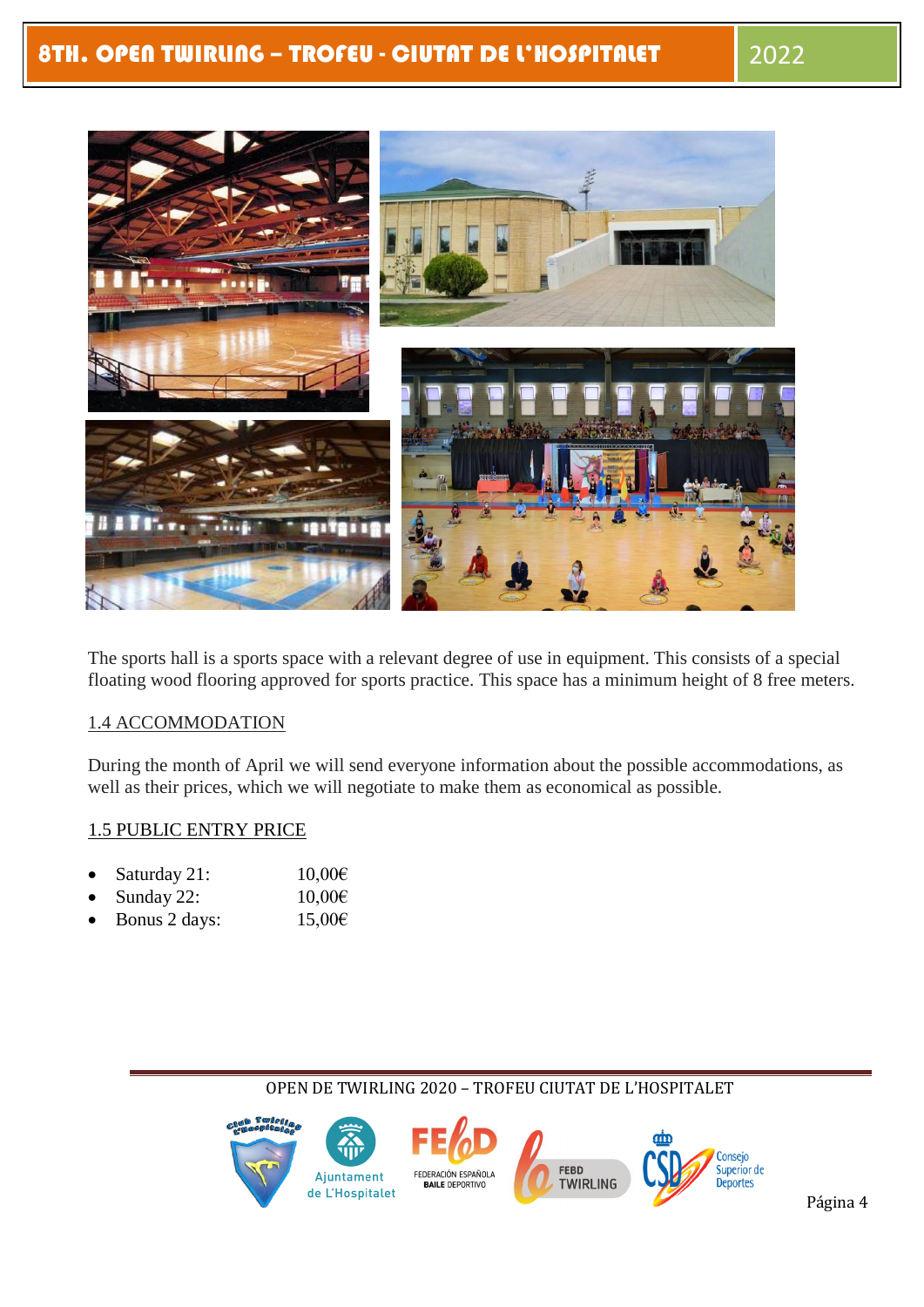The sports hall is a sports space with a relevant degree of use in equipment. This consists of a special floating wood flooring approved for sports practice. This space has a minimum height of 8 free meters.

## 1.4 ACCOMMODATION

During the month of April we will send everyone information about the possible accommodations, as well as their prices, which we will negotiate to make them as economical as possible.

## 1.5 PUBLIC ENTRY PRICE

- Saturday 21: 10,00€
- Sunday 22: 10,00€
- Bonus 2 days: 15,00€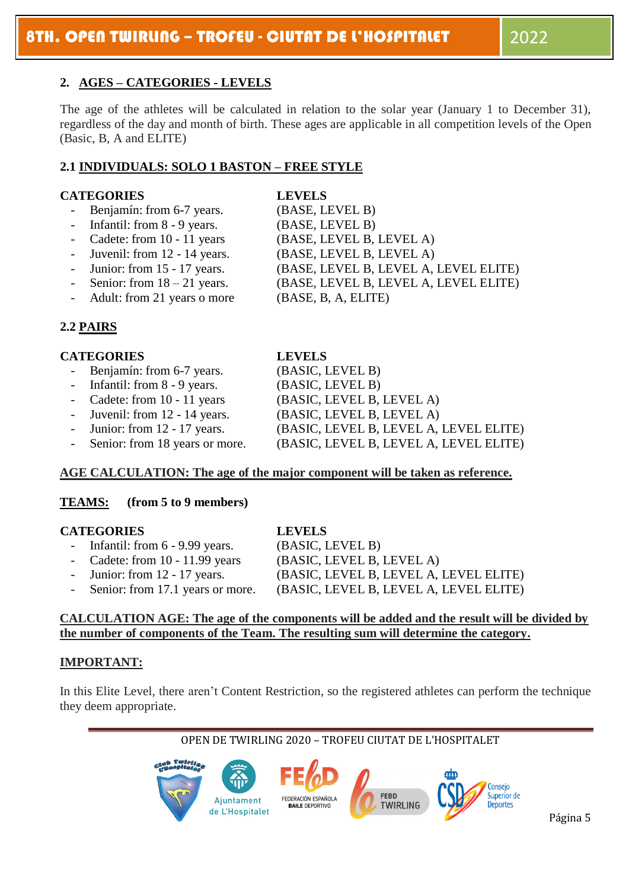## 2. AGES – CATEGORIES - LEVELS

The age of the athletes will be calculated in relation to the solar year (January 1 to December 31), regardless of the day and month of birth. These ages are applicable in all competition levels of the Open (Basic, B, A and ELITE)

### 2.1 INDIVIDUALS: SOLO 1 BASTON – FREE STYLE

| CATEGORIES | LEVELS |
|---|---|
| - Benjamín: from 6-7 years. | (BASE, LEVEL B) |
| - Infantil: from 8 - 9 years. | (BASE, LEVEL B) |
| - Cadete: from 10 - 11 years | (BASE, LEVEL B, LEVEL A) |
| - Juvenil: from 12 - 14 years. | (BASE, LEVEL B, LEVEL A) |
| - Junior: from 15 - 17 years. | (BASE, LEVEL B, LEVEL A, LEVEL ELITE) |
| - Senior: from 18 – 21 years. | (BASE, LEVEL B, LEVEL A, LEVEL ELITE) |
| - Adult: from 21 years o more | (BASE, B, A, ELITE) |

### 2.2 PAIRS

| CATEGORIES | LEVELS |
|---|---|
| - Benjamín: from 6-7 years. | (BASIC, LEVEL B) |
| - Infantil: from 8 - 9 years. | (BASIC, LEVEL B) |
| - Cadete: from 10 - 11 years | (BASIC, LEVEL B, LEVEL A) |
| - Juvenil: from 12 - 14 years. | (BASIC, LEVEL B, LEVEL A) |
| - Junior: from 12 - 17 years. | (BASIC, LEVEL B, LEVEL A, LEVEL ELITE) |
| - Senior: from 18 years or more. | (BASIC, LEVEL B, LEVEL A, LEVEL ELITE) |

**AGE CALCULATION: The age of the major component will be taken as reference.**

**TEAMS: (from 5 to 9 members)**

| CATEGORIES | LEVELS |
|---|---|
| - Infantil: from 6 - 9.99 years. | (BASIC, LEVEL B) |
| - Cadete: from 10 - 11.99 years | (BASIC, LEVEL B, LEVEL A) |
| - Junior: from 12 - 17 years. | (BASIC, LEVEL B, LEVEL A, LEVEL ELITE) |
| - Senior: from 17.1 years or more. | (BASIC, LEVEL B, LEVEL A, LEVEL ELITE) |

**CALCULATION AGE: The age of the components will be added and the result will be divided by the number of components of the Team. The resulting sum will determine the category.**

**IMPORTANT:**

In this Elite Level, there aren't Content Restriction, so the registered athletes can perform the technique they deem appropriate.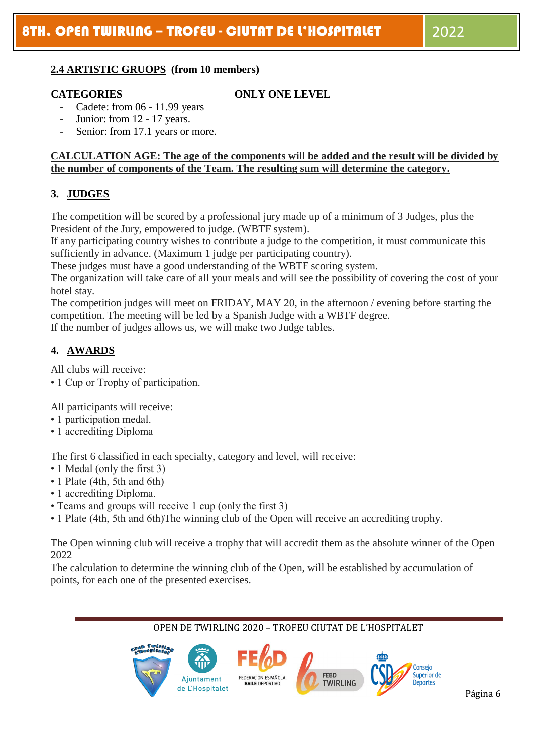## 2.4 ARTISTIC GRUOPS (from 10 members)

**CATEGORIES** **ONLY ONE LEVEL**

- Cadete: from 06 - 11.99 years
- Junior: from 12 - 17 years.
- Senior: from 17.1 years or more.

**CALCULATION AGE: The age of the components will be added and the result will be divided by the number of components of the Team. The resulting sum will determine the category.**

## 3. JUDGES

The competition will be scored by a professional jury made up of a minimum of 3 Judges, plus the President of the Jury, empowered to judge. (WBTF system).
If any participating country wishes to contribute a judge to the competition, it must communicate this sufficiently in advance. (Maximum 1 judge per participating country).
These judges must have a good understanding of the WBTF scoring system.
The organization will take care of all your meals and will see the possibility of covering the cost of your hotel stay.
The competition judges will meet on FRIDAY, MAY 20, in the afternoon / evening before starting the competition. The meeting will be led by a Spanish Judge with a WBTF degree.
If the number of judges allows us, we will make two Judge tables.

## 4. AWARDS

All clubs will receive:
• 1 Cup or Trophy of participation.

All participants will receive:
• 1 participation medal.
• 1 accrediting Diploma

The first 6 classified in each specialty, category and level, will receive:
• 1 Medal (only the first 3)
• 1 Plate (4th, 5th and 6th)
• 1 accrediting Diploma.
• Teams and groups will receive 1 cup (only the first 3)
• 1 Plate (4th, 5th and 6th)The winning club of the Open will receive an accrediting trophy.

The Open winning club will receive a trophy that will accredit them as the absolute winner of the Open 2022
The calculation to determine the winning club of the Open, will be established by accumulation of points, for each one of the presented exercises.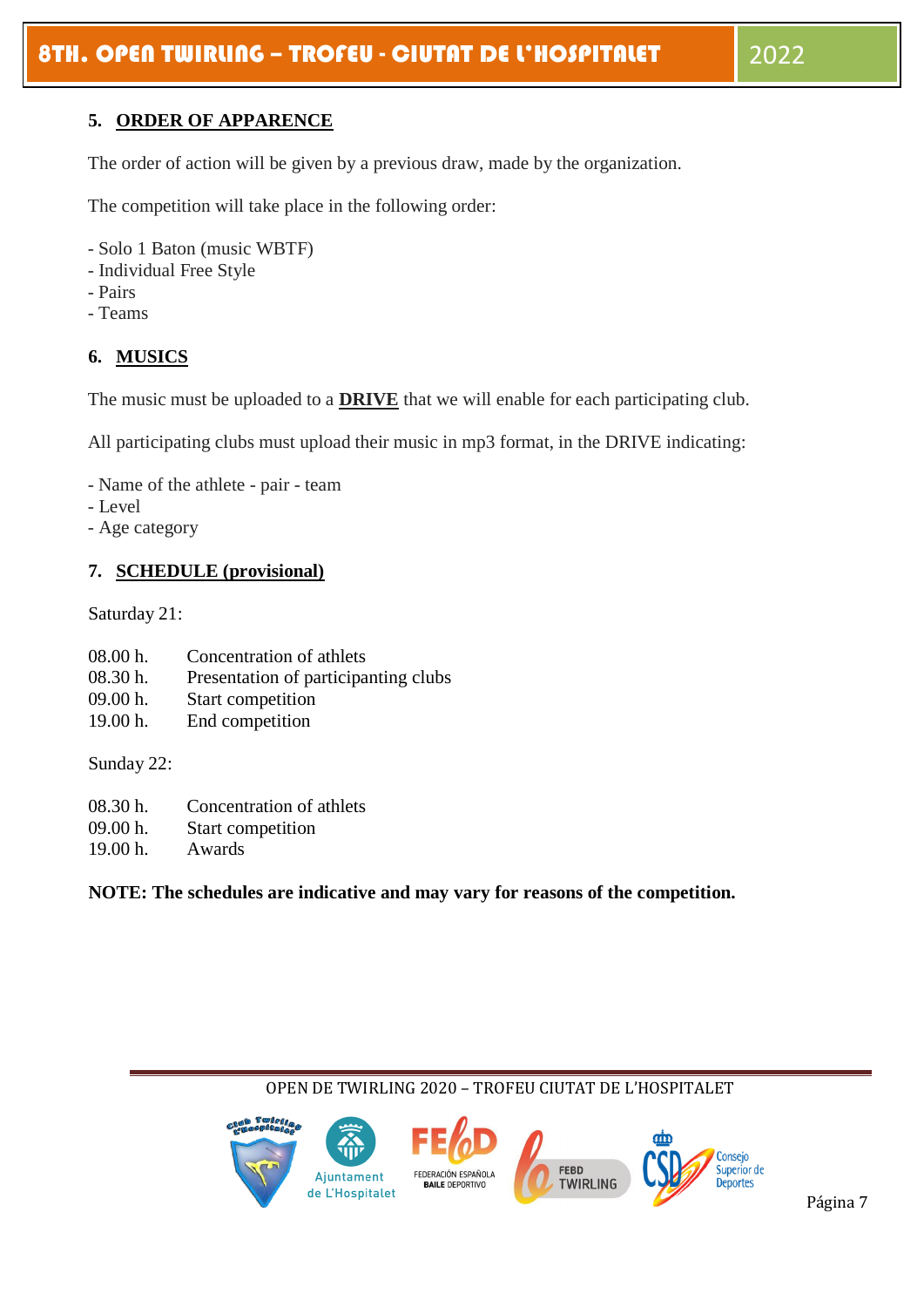## 5. ORDER OF APPARENCE

The order of action will be given by a previous draw, made by the organization.

The competition will take place in the following order:

- Solo 1 Baton (music WBTF)
- Individual Free Style
- Pairs
- Teams

## 6. MUSICS

The music must be uploaded to a **DRIVE** that we will enable for each participating club.

All participating clubs must upload their music in mp3 format, in the DRIVE indicating:

- Name of the athlete - pair - team
- Level
- Age category

## 7. SCHEDULE (provisional)

Saturday 21:

| | |
|---|---|
| 08.00 h. | Concentration of athlets |
| 08.30 h. | Presentation of participanting clubs |
| 09.00 h. | Start competition |
| 19.00 h. | End competition |

Sunday 22:

| | |
|---|---|
| 08.30 h. | Concentration of athlets |
| 09.00 h. | Start competition |
| 19.00 h. | Awards |

**NOTE: The schedules are indicative and may vary for reasons of the competition.**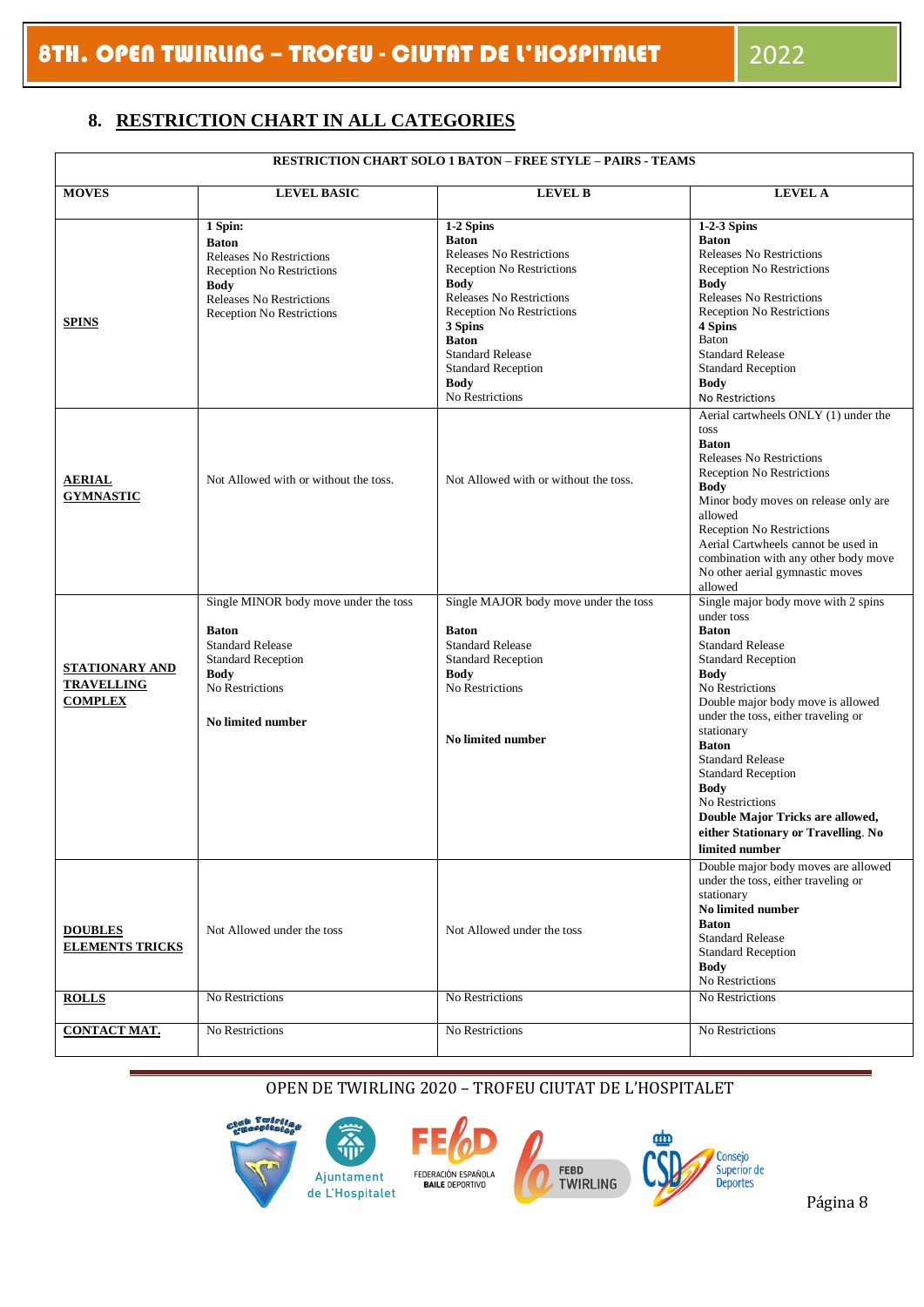## 8. RESTRICTION CHART IN ALL CATEGORIES

| RESTRICTION CHART SOLO 1 BATON – FREE STYLE – PAIRS - TEAMS | | | |
|---|---|---|---|
| **MOVES** | **LEVEL BASIC** | **LEVEL B** | **LEVEL A** |
| **SPINS** | **1 Spin:**<br>**Baton**<br>Releases No Restrictions<br>Reception No Restrictions<br>**Body**<br>Releases No Restrictions<br>Reception No Restrictions | **1-2 Spins**<br>**Baton**<br>Releases No Restrictions<br>Reception No Restrictions<br>**Body**<br>Releases No Restrictions<br>Reception No Restrictions<br>**3 Spins**<br>**Baton**<br>Standard Release<br>Standard Reception<br>**Body**<br>No Restrictions | **1-2-3 Spins**<br>**Baton**<br>Releases No Restrictions<br>Reception No Restrictions<br>**Body**<br>Releases No Restrictions<br>Reception No Restrictions<br>**4 Spins**<br>Baton<br>Standard Release<br>Standard Reception<br>**Body**<br>No Restrictions |
| **AERIAL GYMNASTIC** | Not Allowed with or without the toss. | Not Allowed with or without the toss. | Aerial cartwheels ONLY (1) under the toss<br>**Baton**<br>Releases No Restrictions<br>Reception No Restrictions<br>**Body**<br>Minor body moves on release only are allowed<br>Reception No Restrictions<br>Aerial Cartwheels cannot be used in combination with any other body move<br>No other aerial gymnastic moves allowed |
| **STATIONARY AND TRAVELLING COMPLEX** | Single MINOR body move under the toss<br>**Baton**<br>Standard Release<br>Standard Reception<br>**Body**<br>No Restrictions<br>**No limited number** | Single MAJOR body move under the toss<br>**Baton**<br>Standard Release<br>Standard Reception<br>**Body**<br>No Restrictions<br>**No limited number** | Single major body move with 2 spins under toss<br>**Baton**<br>Standard Release<br>Standard Reception<br>**Body**<br>No Restrictions<br>Double major body move is allowed under the toss, either traveling or stationary<br>**Baton**<br>Standard Release<br>Standard Reception<br>**Body**<br>No Restrictions<br>**Double Major Tricks are allowed, either Stationary or Travelling. No limited number** |
| **DOUBLES ELEMENTS TRICKS** | Not Allowed under the toss | Not Allowed under the toss | Double major body moves are allowed under the toss, either traveling or stationary<br>**No limited number**<br>**Baton**<br>Standard Release<br>Standard Reception<br>**Body**<br>No Restrictions |
| **ROLLS** | No Restrictions | No Restrictions | No Restrictions |
| **CONTACT MAT.** | No Restrictions | No Restrictions | No Restrictions |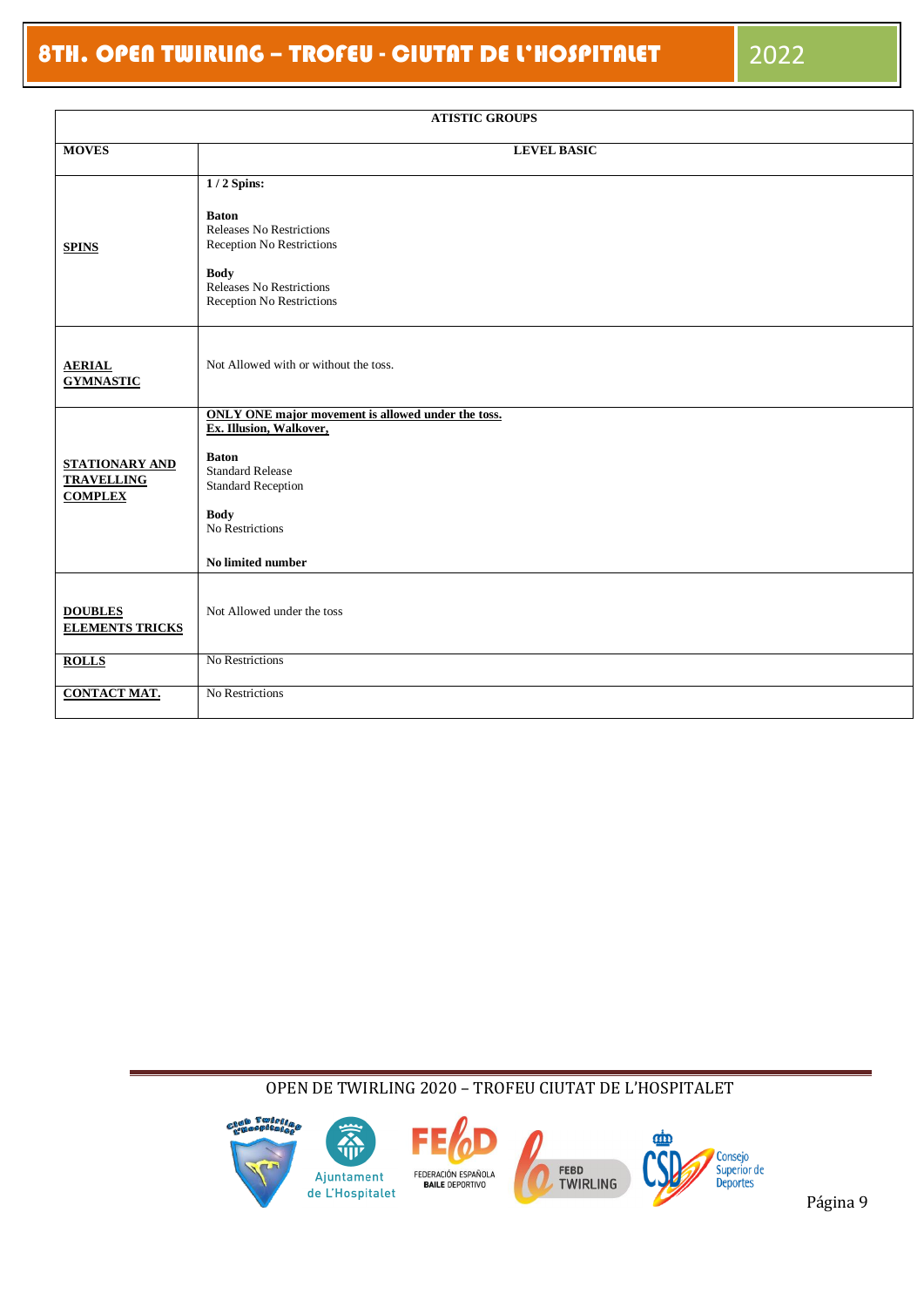| ATISTIC GROUPS | |
|---|---|
| **MOVES** | **LEVEL BASIC** |
| **SPINS** | **1 / 2 Spins:**<br><br>**Baton**<br>Releases No Restrictions<br>Reception No Restrictions<br><br>**Body**<br>Releases No Restrictions<br>Reception No Restrictions |
| **AERIAL GYMNASTIC** | Not Allowed with or without the toss. |
| **STATIONARY AND TRAVELLING COMPLEX** | **ONLY ONE major movement is allowed under the toss.**<br>**Ex. Illusion, Walkover,**<br><br>**Baton**<br>Standard Release<br>Standard Reception<br><br>**Body**<br>No Restrictions<br><br>**No limited number** |
| **DOUBLES ELEMENTS TRICKS** | Not Allowed under the toss |
| **ROLLS** | No Restrictions |
| **CONTACT MAT.** | No Restrictions |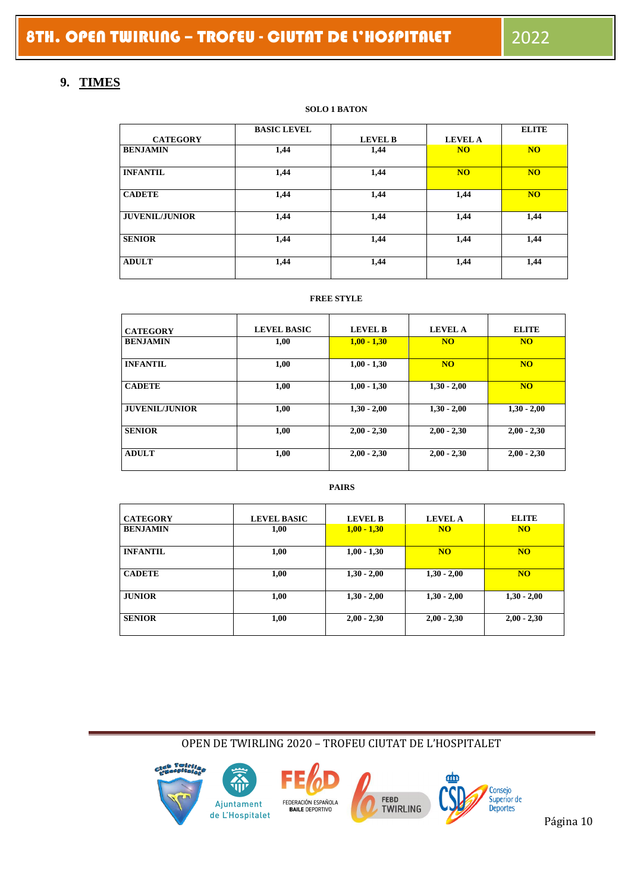## 9. TIMES

**SOLO 1 BATON**

| CATEGORY | BASIC LEVEL | LEVEL B | LEVEL A | ELITE |
|---|---|---|---|---|
| BENJAMIN | 1,44 | 1,44 | NO | NO |
| INFANTIL | 1,44 | 1,44 | NO | NO |
| CADETE | 1,44 | 1,44 | 1,44 | NO |
| JUVENIL/JUNIOR | 1,44 | 1,44 | 1,44 | 1,44 |
| SENIOR | 1,44 | 1,44 | 1,44 | 1,44 |
| ADULT | 1,44 | 1,44 | 1,44 | 1,44 |

**FREE STYLE**

| CATEGORY | LEVEL BASIC | LEVEL B | LEVEL A | ELITE |
|---|---|---|---|---|
| BENJAMIN | 1,00 | 1,00 - 1,30 | NO | NO |
| INFANTIL | 1,00 | 1,00 - 1,30 | NO | NO |
| CADETE | 1,00 | 1,00 - 1,30 | 1,30 - 2,00 | NO |
| JUVENIL/JUNIOR | 1,00 | 1,30 - 2,00 | 1,30 - 2,00 | 1,30 - 2,00 |
| SENIOR | 1,00 | 2,00 - 2,30 | 2,00 - 2,30 | 2,00 - 2,30 |
| ADULT | 1,00 | 2,00 - 2,30 | 2,00 - 2,30 | 2,00 - 2,30 |

**PAIRS**

| CATEGORY | LEVEL BASIC | LEVEL B | LEVEL A | ELITE |
|---|---|---|---|---|
| BENJAMIN | 1,00 | 1,00 - 1,30 | NO | NO |
| INFANTIL | 1,00 | 1,00 - 1,30 | NO | NO |
| CADETE | 1,00 | 1,30 - 2,00 | 1,30 - 2,00 | NO |
| JUNIOR | 1,00 | 1,30 - 2,00 | 1,30 - 2,00 | 1,30 - 2,00 |
| SENIOR | 1,00 | 2,00 - 2,30 | 2,00 - 2,30 | 2,00 - 2,30 |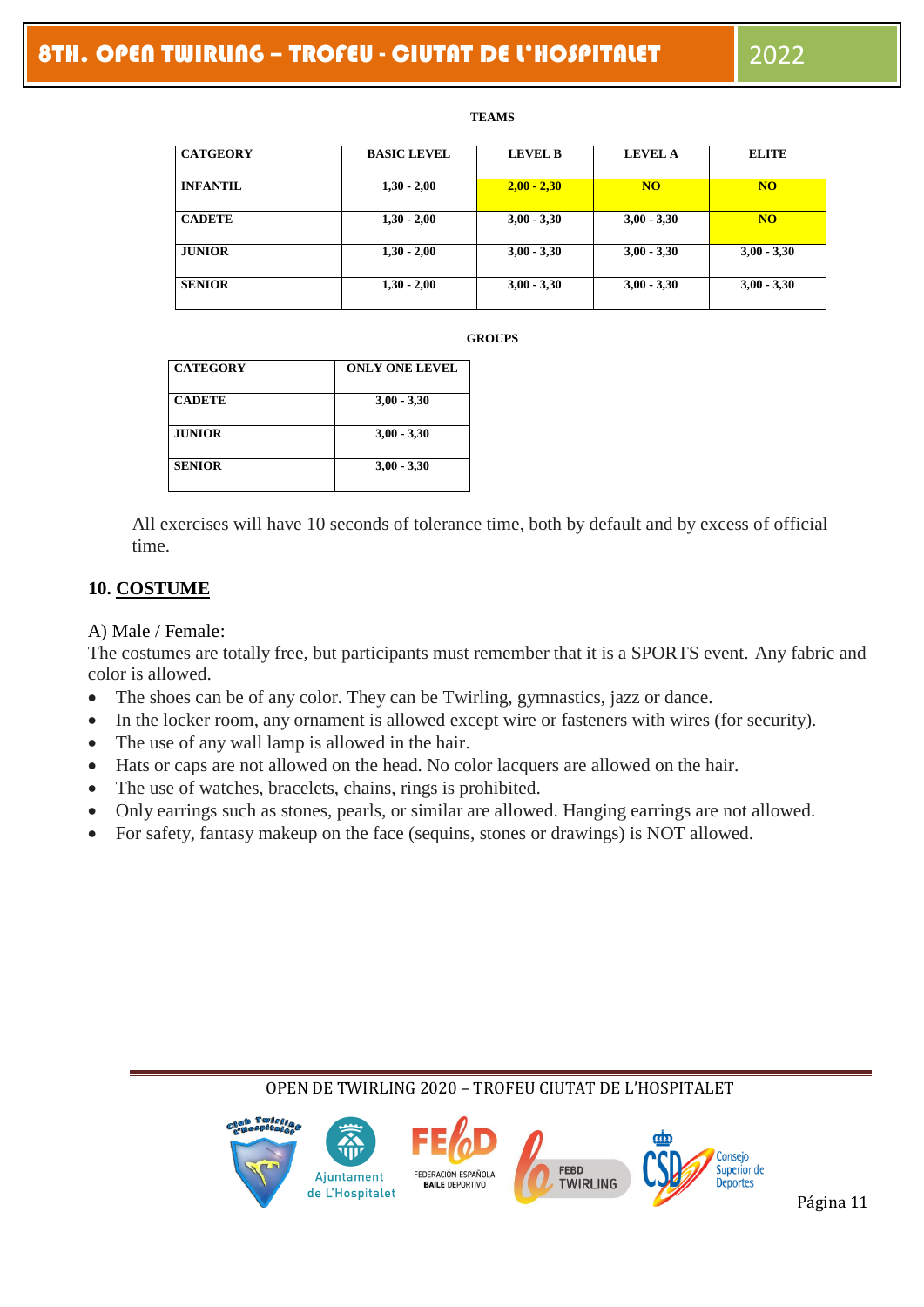**TEAMS**

| CATGEORY | BASIC LEVEL | LEVEL B | LEVEL A | ELITE |
|---|---|---|---|---|
| INFANTIL | 1,30 - 2,00 | 2,00 - 2,30 | NO | NO |
| CADETE | 1,30 - 2,00 | 3,00 - 3,30 | 3,00 - 3,30 | NO |
| JUNIOR | 1,30 - 2,00 | 3,00 - 3,30 | 3,00 - 3,30 | 3,00 - 3,30 |
| SENIOR | 1,30 - 2,00 | 3,00 - 3,30 | 3,00 - 3,30 | 3,00 - 3,30 |

**GROUPS**

| CATEGORY | ONLY ONE LEVEL |
|---|---|
| CADETE | 3,00 - 3,30 |
| JUNIOR | 3,00 - 3,30 |
| SENIOR | 3,00 - 3,30 |

All exercises will have 10 seconds of tolerance time, both by default and by excess of official time.

## 10. COSTUME

A) Male / Female:
The costumes are totally free, but participants must remember that it is a SPORTS event. Any fabric and color is allowed.

- The shoes can be of any color. They can be Twirling, gymnastics, jazz or dance.
- In the locker room, any ornament is allowed except wire or fasteners with wires (for security).
- The use of any wall lamp is allowed in the hair.
- Hats or caps are not allowed on the head. No color lacquers are allowed on the hair.
- The use of watches, bracelets, chains, rings is prohibited.
- Only earrings such as stones, pearls, or similar are allowed. Hanging earrings are not allowed.
- For safety, fantasy makeup on the face (sequins, stones or drawings) is NOT allowed.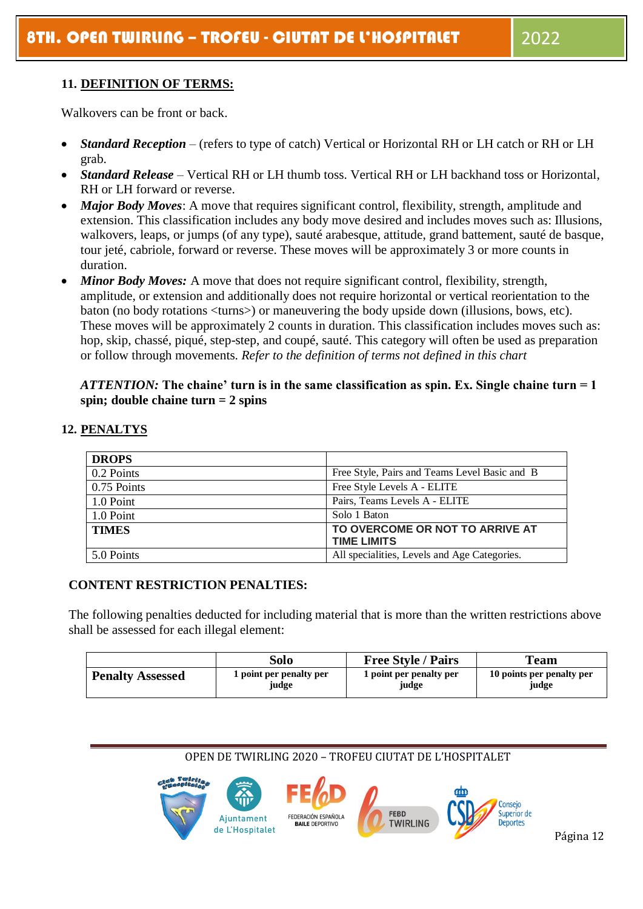## 11. DEFINITION OF TERMS:

Walkovers can be front or back.

- ***Standard Reception*** – (refers to type of catch) Vertical or Horizontal RH or LH catch or RH or LH grab.
- ***Standard Release*** – Vertical RH or LH thumb toss. Vertical RH or LH backhand toss or Horizontal, RH or LH forward or reverse.
- ***Major Body Moves***: A move that requires significant control, flexibility, strength, amplitude and extension. This classification includes any body move desired and includes moves such as: Illusions, walkovers, leaps, or jumps (of any type), sauté arabesque, attitude, grand battement, sauté de basque, tour jeté, cabriole, forward or reverse. These moves will be approximately 3 or more counts in duration.
- ***Minor Body Moves:*** A move that does not require significant control, flexibility, strength, amplitude, or extension and additionally does not require horizontal or vertical reorientation to the baton (no body rotations <turns>) or maneuvering the body upside down (illusions, bows, etc). These moves will be approximately 2 counts in duration. This classification includes moves such as: hop, skip, chassé, piqué, step-step, and coupé, sauté. This category will often be used as preparation or follow through movements. *Refer to the definition of terms not defined in this chart*

***ATTENTION:*** **The chaine' turn is in the same classification as spin. Ex. Single chaine turn = 1 spin; double chaine turn = 2 spins**

## 12. PENALTYS

| DROPS | |
|---|---|
| 0.2 Points | Free Style, Pairs and Teams Level Basic and B |
| 0.75 Points | Free Style Levels A - ELITE |
| 1.0 Point | Pairs, Teams Levels A - ELITE |
| 1.0 Point | Solo 1 Baton |
| **TIMES** | **TO OVERCOME OR NOT TO ARRIVE AT TIME LIMITS** |
| 5.0 Points | All specialities, Levels and Age Categories. |

### CONTENT RESTRICTION PENALTIES:

The following penalties deducted for including material that is more than the written restrictions above shall be assessed for each illegal element:

| | Solo | Free Style / Pairs | Team |
|---|---|---|---|
| **Penalty Assessed** | **1 point per penalty per judge** | **1 point per penalty per judge** | **10 points per penalty per judge** |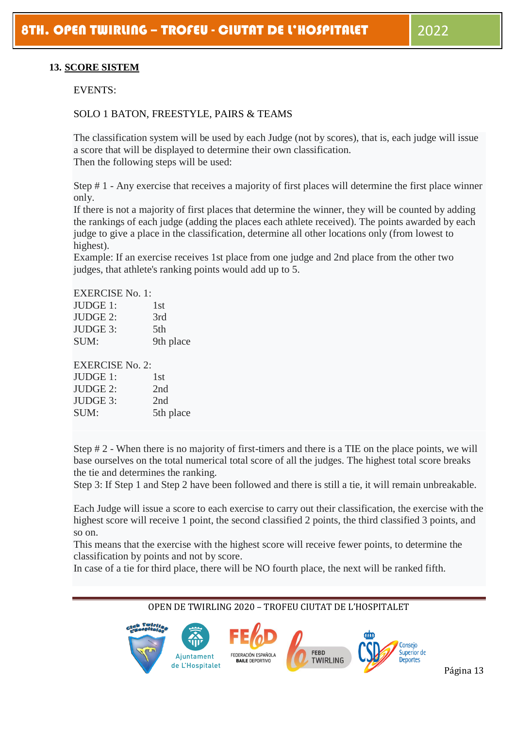## 13. SCORE SISTEM

EVENTS:

SOLO 1 BATON, FREESTYLE, PAIRS & TEAMS

The classification system will be used by each Judge (not by scores), that is, each judge will issue a score that will be displayed to determine their own classification.
Then the following steps will be used:

Step # 1 - Any exercise that receives a majority of first places will determine the first place winner only.
If there is not a majority of first places that determine the winner, they will be counted by adding the rankings of each judge (adding the places each athlete received). The points awarded by each judge to give a place in the classification, determine all other locations only (from lowest to highest).
Example: If an exercise receives 1st place from one judge and 2nd place from the other two judges, that athlete's ranking points would add up to 5.

EXERCISE No. 1:

| | |
|---|---|
| JUDGE 1: | 1st |
| JUDGE 2: | 3rd |
| JUDGE 3: | 5th |
| SUM: | 9th place |

EXERCISE No. 2:

| | |
|---|---|
| JUDGE 1: | 1st |
| JUDGE 2: | 2nd |
| JUDGE 3: | 2nd |
| SUM: | 5th place |

Step # 2 - When there is no majority of first-timers and there is a TIE on the place points, we will base ourselves on the total numerical total score of all the judges. The highest total score breaks the tie and determines the ranking.
Step 3: If Step 1 and Step 2 have been followed and there is still a tie, it will remain unbreakable.

Each Judge will issue a score to each exercise to carry out their classification, the exercise with the highest score will receive 1 point, the second classified 2 points, the third classified 3 points, and so on.
This means that the exercise with the highest score will receive fewer points, to determine the classification by points and not by score.
In case of a tie for third place, there will be NO fourth place, the next will be ranked fifth.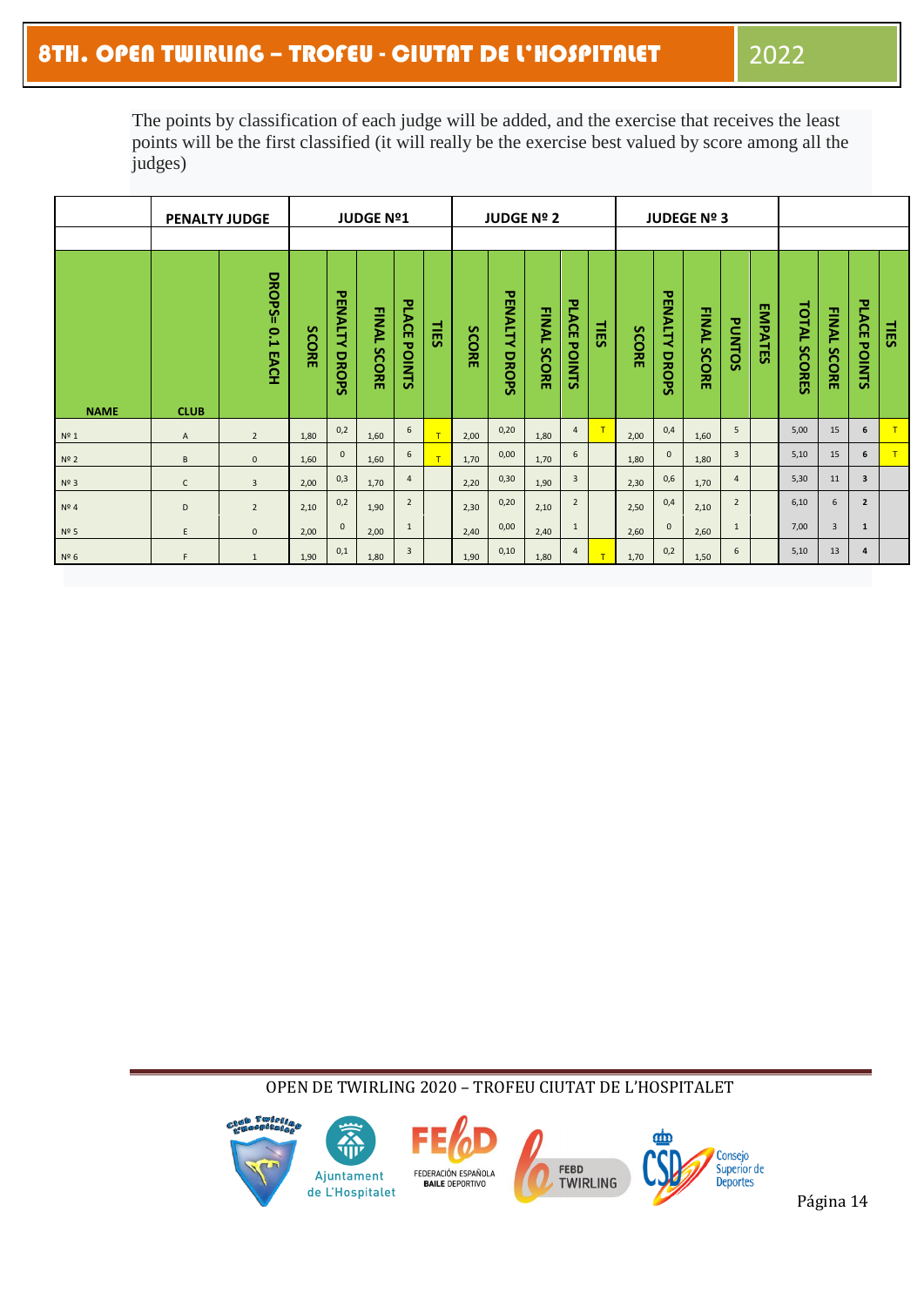The points by classification of each judge will be added, and the exercise that receives the least points will be the first classified (it will really be the exercise best valued by score among all the judges)

| | PENALTY JUDGE | | JUDGE Nº1 | | | | | JUDGE Nº 2 | | | | | JUDEGE Nº 3 | | | | | | | | |
|---|---|---|---|---|---|---|---|---|---|---|---|---|---|---|---|---|---|---|---|---|---|
| NAME | CLUB | DROPS=0.1 EACH | SCORE | PENALTY DROPS | FINAL SCORE | PLACE POINTS | TIES | SCORE | PENALTY DROPS | FINAL SCORE | PLACE POINTS | TIES | SCORE | PENALTY DROPS | FINAL SCORE | PUNTOS | EMPATES | TOTAL SCORES | FINAL SCORE | PLACE POINTS | TIES |
| Nº 1 | A | 2 | 1,80 | 0,2 | 1,60 | 6 | T | 2,00 | 0,20 | 1,80 | 4 | T | 2,00 | 0,4 | 1,60 | 5 | | 5,00 | 15 | 6 | T |
| Nº 2 | B | 0 | 1,60 | 0 | 1,60 | 6 | T | 1,70 | 0,00 | 1,70 | 6 | | 1,80 | 0 | 1,80 | 3 | | 5,10 | 15 | 6 | T |
| Nº 3 | C | 3 | 2,00 | 0,3 | 1,70 | 4 | | 2,20 | 0,30 | 1,90 | 3 | | 2,30 | 0,6 | 1,70 | 4 | | 5,30 | 11 | 3 | |
| Nº 4 | D | 2 | 2,10 | 0,2 | 1,90 | 2 | | 2,30 | 0,20 | 2,10 | 2 | | 2,50 | 0,4 | 2,10 | 2 | | 6,10 | 6 | 2 | |
| Nº 5 | E | 0 | 2,00 | 0 | 2,00 | 1 | | 2,40 | 0,00 | 2,40 | 1 | | 2,60 | 0 | 2,60 | 1 | | 7,00 | 3 | 1 | |
| Nº 6 | F | 1 | 1,90 | 0,1 | 1,80 | 3 | | 1,90 | 0,10 | 1,80 | 4 | T | 1,70 | 0,2 | 1,50 | 6 | | 5,10 | 13 | 4 | |